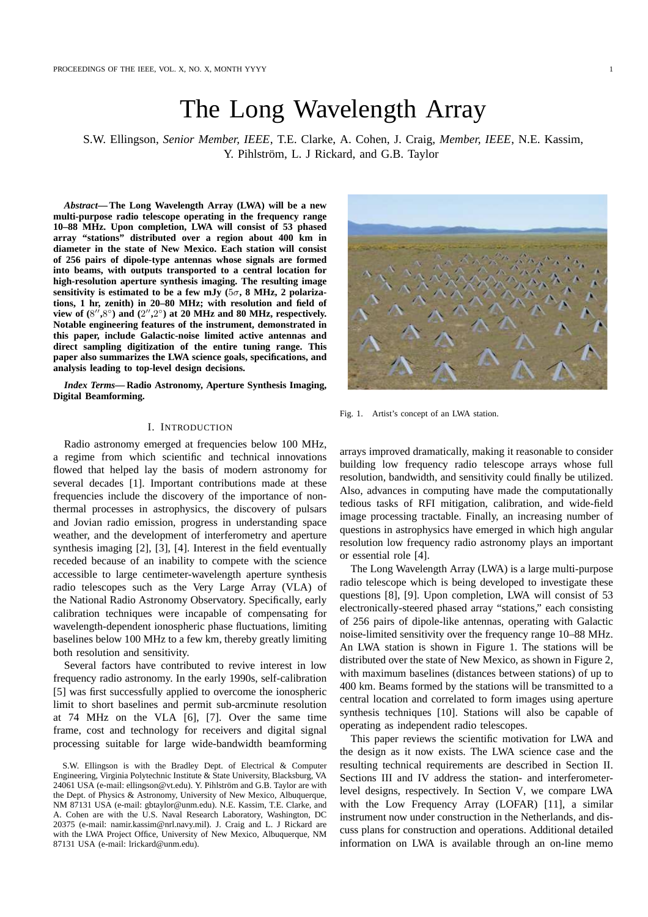# The Long Wavelength Array

S.W. Ellingson, *Senior Member, IEEE*, T.E. Clarke, A. Cohen, J. Craig, *Member, IEEE*, N.E. Kassim, Y. Pihlström, L. J Rickard, and G.B. Taylor

***Abstract*— The Long Wavelength Array (LWA) will be a new multi-purpose radio telescope operating in the frequency range 10–88 MHz. Upon completion, LWA will consist of 53 phased array "stations" distributed over a region about 400 km in diameter in the state of New Mexico. Each station will consist of 256 pairs of dipole-type antennas whose signals are formed into beams, with outputs transported to a central location for high-resolution aperture synthesis imaging. The resulting image sensitivity is estimated to be a few mJy ($5\sigma$, 8 MHz, 2 polarizations, 1 hr, zenith) in 20–80 MHz; with resolution and field of view of ($8''$,$8^\circ$) and ($2''$,$2^\circ$) at 20 MHz and 80 MHz, respectively. Notable engineering features of the instrument, demonstrated in this paper, include Galactic-noise limited active antennas and direct sampling digitization of the entire tuning range. This paper also summarizes the LWA science goals, specifications, and analysis leading to top-level design decisions.**

***Index Terms*— Radio Astronomy, Aperture Synthesis Imaging, Digital Beamforming.**

Fig. 1. Artist's concept of an LWA station.

## I. Introduction

Radio astronomy emerged at frequencies below 100 MHz, a regime from which scientific and technical innovations flowed that helped lay the basis of modern astronomy for several decades [1]. Important contributions made at these frequencies include the discovery of the importance of non-thermal processes in astrophysics, the discovery of pulsars and Jovian radio emission, progress in understanding space weather, and the development of interferometry and aperture synthesis imaging [2], [3], [4]. Interest in the field eventually receded because of an inability to compete with the science accessible to large centimeter-wavelength aperture synthesis radio telescopes such as the Very Large Array (VLA) of the National Radio Astronomy Observatory. Specifically, early calibration techniques were incapable of compensating for wavelength-dependent ionospheric phase fluctuations, limiting baselines below 100 MHz to a few km, thereby greatly limiting both resolution and sensitivity.

Several factors have contributed to revive interest in low frequency radio astronomy. In the early 1990s, self-calibration [5] was first successfully applied to overcome the ionospheric limit to short baselines and permit sub-arcminute resolution at 74 MHz on the VLA [6], [7]. Over the same time frame, cost and technology for receivers and digital signal processing suitable for large wide-bandwidth beamforming arrays improved dramatically, making it reasonable to consider building low frequency radio telescope arrays whose full resolution, bandwidth, and sensitivity could finally be utilized. Also, advances in computing have made the computationally tedious tasks of RFI mitigation, calibration, and wide-field image processing tractable. Finally, an increasing number of questions in astrophysics have emerged in which high angular resolution low frequency radio astronomy plays an important or essential role [4].

The Long Wavelength Array (LWA) is a large multi-purpose radio telescope which is being developed to investigate these questions [8], [9]. Upon completion, LWA will consist of 53 electronically-steered phased array "stations," each consisting of 256 pairs of dipole-like antennas, operating with Galactic noise-limited sensitivity over the frequency range 10–88 MHz. An LWA station is shown in Figure 1. The stations will be distributed over the state of New Mexico, as shown in Figure 2, with maximum baselines (distances between stations) of up to 400 km. Beams formed by the stations will be transmitted to a central location and correlated to form images using aperture synthesis techniques [10]. Stations will also be capable of operating as independent radio telescopes.

This paper reviews the scientific motivation for LWA and the design as it now exists. The LWA science case and the resulting technical requirements are described in Section II. Sections III and IV address the station- and interferometer-level designs, respectively. In Section V, we compare LWA with the Low Frequency Array (LOFAR) [11], a similar instrument now under construction in the Netherlands, and discuss plans for construction and operations. Additional detailed information on LWA is available through an on-line memo

S.W. Ellingson is with the Bradley Dept. of Electrical & Computer Engineering, Virginia Polytechnic Institute & State University, Blacksburg, VA 24061 USA (e-mail: ellingson@vt.edu). Y. Pihlström and G.B. Taylor are with the Dept. of Physics & Astronomy, University of New Mexico, Albuquerque, NM 87131 USA (e-mail: gbtaylor@unm.edu). N.E. Kassim, T.E. Clarke, and A. Cohen are with the U.S. Naval Research Laboratory, Washington, DC 20375 (e-mail: namir.kassim@nrl.navy.mil). J. Craig and L. J Rickard are with the LWA Project Office, University of New Mexico, Albuquerque, NM 87131 USA (e-mail: lrickard@unm.edu).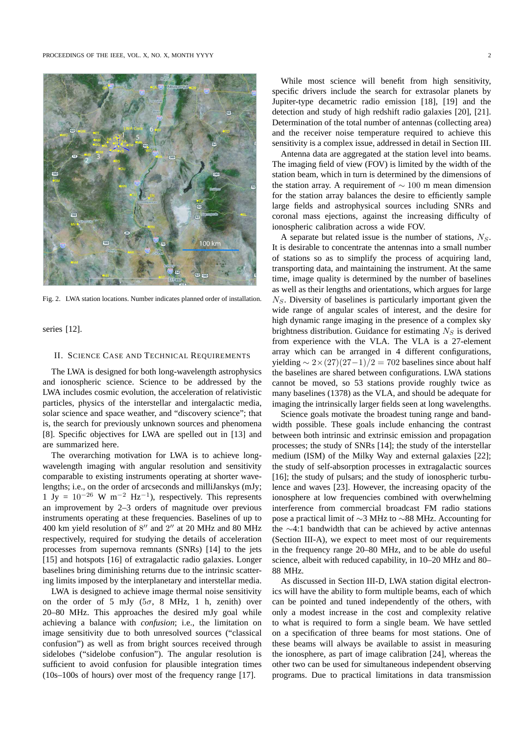Fig. 2. LWA station locations. Number indicates planned order of installation.

series [12].

## II. Science Case and Technical Requirements

The LWA is designed for both long-wavelength astrophysics and ionospheric science. Science to be addressed by the LWA includes cosmic evolution, the acceleration of relativistic particles, physics of the interstellar and intergalactic media, solar science and space weather, and "discovery science"; that is, the search for previously unknown sources and phenomena [8]. Specific objectives for LWA are spelled out in [13] and are summarized here.

The overarching motivation for LWA is to achieve long-wavelength imaging with angular resolution and sensitivity comparable to existing instruments operating at shorter wavelengths; i.e., on the order of arcseconds and milliJanskys (mJy; 1 Jy = $10^{-26}$ W m$^{-2}$ Hz$^{-1}$), respectively. This represents an improvement by 2–3 orders of magnitude over previous instruments operating at these frequencies. Baselines of up to 400 km yield resolution of $8''$ and $2''$ at 20 MHz and 80 MHz respectively, required for studying the details of acceleration processes from supernova remnants (SNRs) [14] to the jets [15] and hotspots [16] of extragalactic radio galaxies. Longer baselines bring diminishing returns due to the intrinsic scattering limits imposed by the interplanetary and interstellar media.

LWA is designed to achieve image thermal noise sensitivity on the order of 5 mJy ($5\sigma$, 8 MHz, 1 h, zenith) over 20–80 MHz. This approaches the desired mJy goal while achieving a balance with *confusion*; i.e., the limitation on image sensitivity due to both unresolved sources ("classical confusion") as well as from bright sources received through sidelobes ("sidelobe confusion"). The angular resolution is sufficient to avoid confusion for plausible integration times (10s–100s of hours) over most of the frequency range [17].

While most science will benefit from high sensitivity, specific drivers include the search for extrasolar planets by Jupiter-type decametric radio emission [18], [19] and the detection and study of high redshift radio galaxies [20], [21]. Determination of the total number of antennas (collecting area) and the receiver noise temperature required to achieve this sensitivity is a complex issue, addressed in detail in Section III.

Antenna data are aggregated at the station level into beams. The imaging field of view (FOV) is limited by the width of the station beam, which in turn is determined by the dimensions of the station array. A requirement of $\sim 100$ m mean dimension for the station array balances the desire to efficiently sample large fields and astrophysical sources including SNRs and coronal mass ejections, against the increasing difficulty of ionospheric calibration across a wide FOV.

A separate but related issue is the number of stations, $N_S$. It is desirable to concentrate the antennas into a small number of stations so as to simplify the process of acquiring land, transporting data, and maintaining the instrument. At the same time, image quality is determined by the number of baselines as well as their lengths and orientations, which argues for large $N_S$. Diversity of baselines is particularly important given the wide range of angular scales of interest, and the desire for high dynamic range imaging in the presence of a complex sky brightness distribution. Guidance for estimating $N_S$ is derived from experience with the VLA. The VLA is a 27-element array which can be arranged in 4 different configurations, yielding $\sim 2\times(27)(27-1)/2 = 702$ baselines since about half the baselines are shared between configurations. LWA stations cannot be moved, so 53 stations provide roughly twice as many baselines (1378) as the VLA, and should be adequate for imaging the intrinsically larger fields seen at long wavelengths.

Science goals motivate the broadest tuning range and bandwidth possible. These goals include enhancing the contrast between both intrinsic and extrinsic emission and propagation processes; the study of SNRs [14]; the study of the interstellar medium (ISM) of the Milky Way and external galaxies [22]; the study of self-absorption processes in extragalactic sources [16]; the study of pulsars; and the study of ionospheric turbulence and waves [23]. However, the increasing opacity of the ionosphere at low frequencies combined with overwhelming interference from commercial broadcast FM radio stations pose a practical limit of $\sim$3 MHz to $\sim$88 MHz. Accounting for the $\sim$4:1 bandwidth that can be achieved by active antennas (Section III-A), we expect to meet most of our requirements in the frequency range 20–80 MHz, and to be able do useful science, albeit with reduced capability, in 10–20 MHz and 80–88 MHz.

As discussed in Section III-D, LWA station digital electronics will have the ability to form multiple beams, each of which can be pointed and tuned independently of the others, with only a modest increase in the cost and complexity relative to what is required to form a single beam. We have settled on a specification of three beams for most stations. One of these beams will always be available to assist in measuring the ionosphere, as part of image calibration [24], whereas the other two can be used for simultaneous independent observing programs. Due to practical limitations in data transmission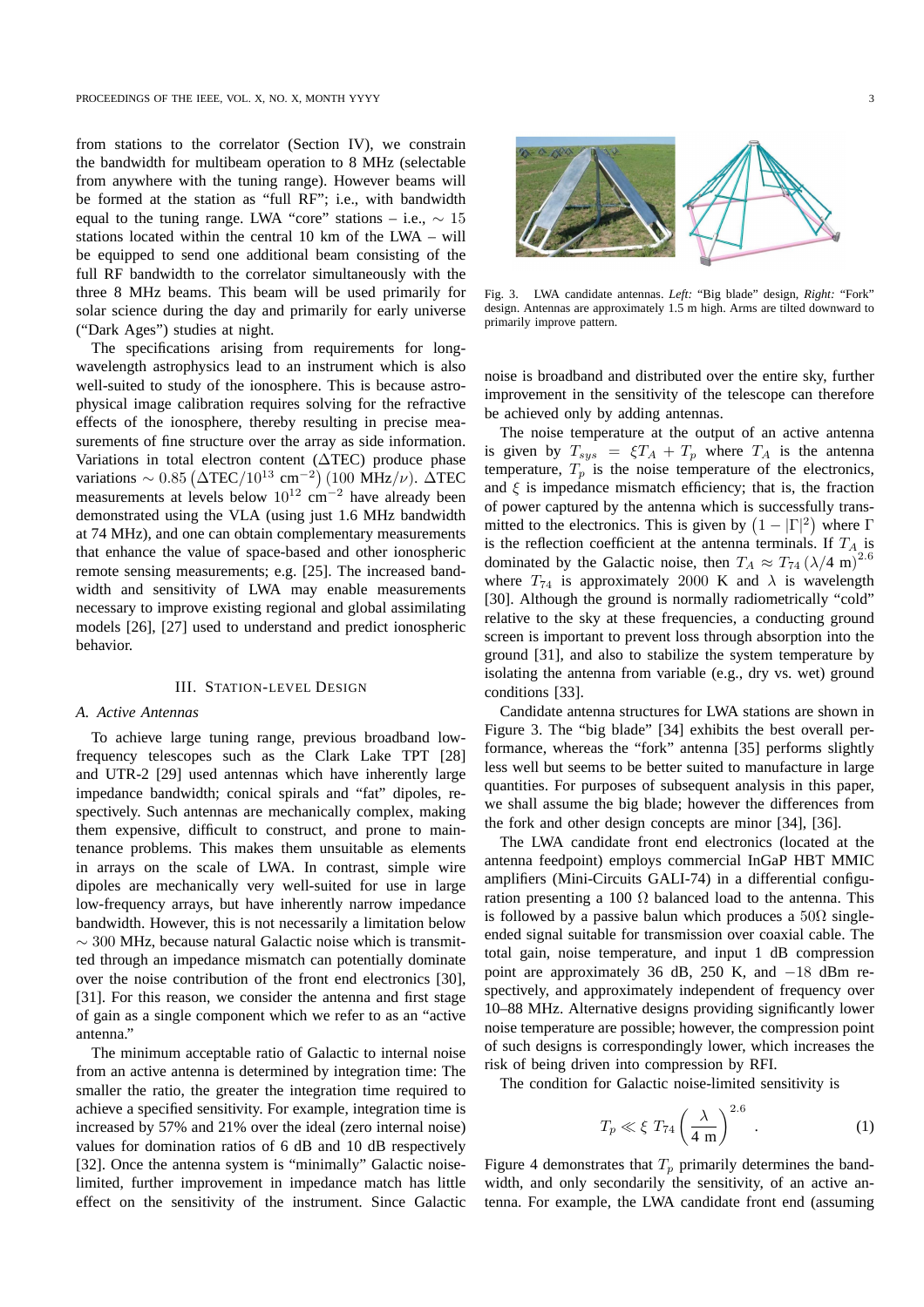from stations to the correlator (Section IV), we constrain the bandwidth for multibeam operation to 8 MHz (selectable from anywhere with the tuning range). However beams will be formed at the station as "full RF"; i.e., with bandwidth equal to the tuning range. LWA "core" stations – i.e., $\sim 15$ stations located within the central 10 km of the LWA – will be equipped to send one additional beam consisting of the full RF bandwidth to the correlator simultaneously with the three 8 MHz beams. This beam will be used primarily for solar science during the day and primarily for early universe ("Dark Ages") studies at night.

The specifications arising from requirements for long-wavelength astrophysics lead to an instrument which is also well-suited to study of the ionosphere. This is because astrophysical image calibration requires solving for the refractive effects of the ionosphere, thereby resulting in precise measurements of fine structure over the array as side information. Variations in total electron content ($\Delta$TEC) produce phase variations $\sim 0.85 \left(\Delta\mathrm{TEC}/10^{13}~\mathrm{cm}^{-2}\right)\left(100~\mathrm{MHz}/\nu\right)$. $\Delta$TEC measurements at levels below $10^{12}$ cm$^{-2}$ have already been demonstrated using the VLA (using just 1.6 MHz bandwidth at 74 MHz), and one can obtain complementary measurements that enhance the value of space-based and other ionospheric remote sensing measurements; e.g. [25]. The increased bandwidth and sensitivity of LWA may enable measurements necessary to improve existing regional and global assimilating models [26], [27] used to understand and predict ionospheric behavior.

## III. Station-level Design

### A. Active Antennas

To achieve large tuning range, previous broadband low-frequency telescopes such as the Clark Lake TPT [28] and UTR-2 [29] used antennas which have inherently large impedance bandwidth; conical spirals and "fat" dipoles, respectively. Such antennas are mechanically complex, making them expensive, difficult to construct, and prone to maintenance problems. This makes them unsuitable as elements in arrays on the scale of LWA. In contrast, simple wire dipoles are mechanically very well-suited for use in large low-frequency arrays, but have inherently narrow impedance bandwidth. However, this is not necessarily a limitation below $\sim 300$ MHz, because natural Galactic noise which is transmitted through an impedance mismatch can potentially dominate over the noise contribution of the front end electronics [30], [31]. For this reason, we consider the antenna and first stage of gain as a single component which we refer to as an "active antenna."

The minimum acceptable ratio of Galactic to internal noise from an active antenna is determined by integration time: The smaller the ratio, the greater the integration time required to achieve a specified sensitivity. For example, integration time is increased by 57% and 21% over the ideal (zero internal noise) values for domination ratios of 6 dB and 10 dB respectively [32]. Once the antenna system is "minimally" Galactic noise-limited, further improvement in impedance match has little effect on the sensitivity of the instrument. Since Galactic noise is broadband and distributed over the entire sky, further improvement in the sensitivity of the telescope can therefore be achieved only by adding antennas.

Fig. 3. LWA candidate antennas. *Left:* "Big blade" design, *Right:* "Fork" design. Antennas are approximately 1.5 m high. Arms are tilted downward to primarily improve pattern.

The noise temperature at the output of an active antenna is given by $T_{sys} = \xi T_A + T_p$ where $T_A$ is the antenna temperature, $T_p$ is the noise temperature of the electronics, and $\xi$ is impedance mismatch efficiency; that is, the fraction of power captured by the antenna which is successfully transmitted to the electronics. This is given by $\left(1 - |\Gamma|^2\right)$ where $\Gamma$ is the reflection coefficient at the antenna terminals. If $T_A$ is dominated by the Galactic noise, then $T_A \approx T_{74}\left(\lambda/4~\mathrm{m}\right)^{2.6}$ where $T_{74}$ is approximately 2000 K and $\lambda$ is wavelength [30]. Although the ground is normally radiometrically "cold" relative to the sky at these frequencies, a conducting ground screen is important to prevent loss through absorption into the ground [31], and also to stabilize the system temperature by isolating the antenna from variable (e.g., dry vs. wet) ground conditions [33].

Candidate antenna structures for LWA stations are shown in Figure 3. The "big blade" [34] exhibits the best overall performance, whereas the "fork" antenna [35] performs slightly less well but seems to be better suited to manufacture in large quantities. For purposes of subsequent analysis in this paper, we shall assume the big blade; however the differences from the fork and other design concepts are minor [34], [36].

The LWA candidate front end electronics (located at the antenna feedpoint) employs commercial InGaP HBT MMIC amplifiers (Mini-Circuits GALI-74) in a differential configuration presenting a 100 $\Omega$ balanced load to the antenna. This is followed by a passive balun which produces a 50$\Omega$ single-ended signal suitable for transmission over coaxial cable. The total gain, noise temperature, and input 1 dB compression point are approximately 36 dB, 250 K, and $-18$ dBm respectively, and approximately independent of frequency over 10–88 MHz. Alternative designs providing significantly lower noise temperature are possible; however, the compression point of such designs is correspondingly lower, which increases the risk of being driven into compression by RFI.

The condition for Galactic noise-limited sensitivity is

$$T_p \ll \xi~T_{74}\left(\frac{\lambda}{4~\mathrm{m}}\right)^{2.6}. \tag{1}$$

Figure 4 demonstrates that $T_p$ primarily determines the bandwidth, and only secondarily the sensitivity, of an active antenna. For example, the LWA candidate front end (assuming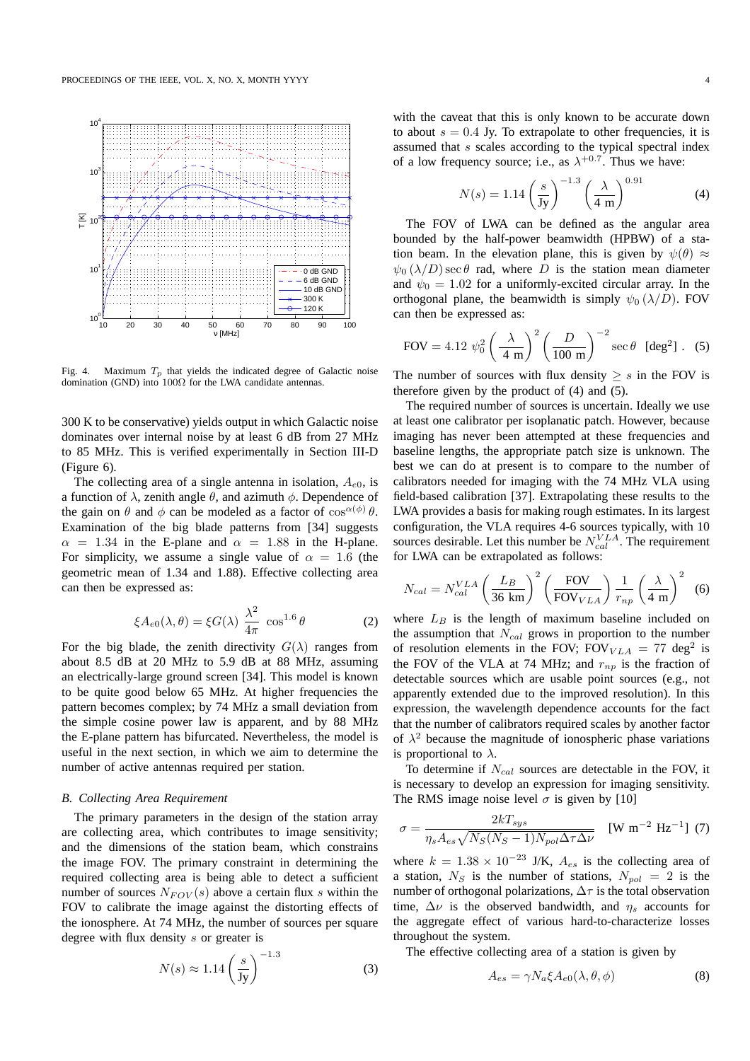Fig. 4. Maximum $T_p$ that yields the indicated degree of Galactic noise domination (GND) into 100Ω for the LWA candidate antennas.

300 K to be conservative) yields output in which Galactic noise dominates over internal noise by at least 6 dB from 27 MHz to 85 MHz. This is verified experimentally in Section III-D (Figure 6).

The collecting area of a single antenna in isolation, $A_{e0}$, is a function of $\lambda$, zenith angle $\theta$, and azimuth $\phi$. Dependence of the gain on $\theta$ and $\phi$ can be modeled as a factor of $\cos^{\alpha(\phi)}\theta$. Examination of the big blade patterns from [34] suggests $\alpha = 1.34$ in the E-plane and $\alpha = 1.88$ in the H-plane. For simplicity, we assume a single value of $\alpha = 1.6$ (the geometric mean of 1.34 and 1.88). Effective collecting area can then be expressed as:

$$\xi A_{e0}(\lambda, \theta) = \xi G(\lambda)\ \frac{\lambda^2}{4\pi}\ \cos^{1.6}\theta \tag{2}$$

For the big blade, the zenith directivity $G(\lambda)$ ranges from about 8.5 dB at 20 MHz to 5.9 dB at 88 MHz, assuming an electrically-large ground screen [34]. This model is known to be quite good below 65 MHz. At higher frequencies the pattern becomes complex; by 74 MHz a small deviation from the simple cosine power law is apparent, and by 88 MHz the E-plane pattern has bifurcated. Nevertheless, the model is useful in the next section, in which we aim to determine the number of active antennas required per station.

### B. Collecting Area Requirement

The primary parameters in the design of the station array are collecting area, which contributes to image sensitivity; and the dimensions of the station beam, which constrains the image FOV. The primary constraint in determining the required collecting area is being able to detect a sufficient number of sources $N_{FOV}(s)$ above a certain flux $s$ within the FOV to calibrate the image against the distorting effects of the ionosphere. At 74 MHz, the number of sources per square degree with flux density $s$ or greater is

$$N(s) \approx 1.14 \left(\frac{s}{\text{Jy}}\right)^{-1.3} \tag{3}$$

with the caveat that this is only known to be accurate down to about $s = 0.4$ Jy. To extrapolate to other frequencies, it is assumed that $s$ scales according to the typical spectral index of a low frequency source; i.e., as $\lambda^{+0.7}$. Thus we have:

$$N(s) = 1.14 \left(\frac{s}{\text{Jy}}\right)^{-1.3} \left(\frac{\lambda}{4\text{ m}}\right)^{0.91} \tag{4}$$

The FOV of LWA can be defined as the angular area bounded by the half-power beamwidth (HPBW) of a station beam. In the elevation plane, this is given by $\psi(\theta) \approx \psi_0\,(\lambda/D)\sec\theta$ rad, where $D$ is the station mean diameter and $\psi_0 = 1.02$ for a uniformly-excited circular array. In the orthogonal plane, the beamwidth is simply $\psi_0\,(\lambda/D)$. FOV can then be expressed as:

$$\text{FOV} = 4.12\ \psi_0^2 \left(\frac{\lambda}{4\text{ m}}\right)^2 \left(\frac{D}{100\text{ m}}\right)^{-2} \sec\theta\ \ [\text{deg}^2]\ . \tag{5}$$

The number of sources with flux density $\geq s$ in the FOV is therefore given by the product of (4) and (5).

The required number of sources is uncertain. Ideally we use at least one calibrator per isoplanatic patch. However, because imaging has never been attempted at these frequencies and baseline lengths, the appropriate patch size is unknown. The best we can do at present is to compare to the number of calibrators needed for imaging with the 74 MHz VLA using field-based calibration [37]. Extrapolating these results to the LWA provides a basis for making rough estimates. In its largest configuration, the VLA requires 4-6 sources typically, with 10 sources desirable. Let this number be $N_{cal}^{VLA}$. The requirement for LWA can be extrapolated as follows:

$$N_{cal} = N_{cal}^{VLA} \left(\frac{L_B}{36\text{ km}}\right)^2 \left(\frac{\text{FOV}}{\text{FOV}_{VLA}}\right) \frac{1}{r_{np}} \left(\frac{\lambda}{4\text{ m}}\right)^2 \tag{6}$$

where $L_B$ is the length of maximum baseline included on the assumption that $N_{cal}$ grows in proportion to the number of resolution elements in the FOV; $\text{FOV}_{VLA} = 77$ deg$^2$ is the FOV of the VLA at 74 MHz; and $r_{np}$ is the fraction of detectable sources which are usable point sources (e.g., not apparently extended due to the improved resolution). In this expression, the wavelength dependence accounts for the fact that the number of calibrators required scales by another factor of $\lambda^2$ because the magnitude of ionospheric phase variations is proportional to $\lambda$.

To determine if $N_{cal}$ sources are detectable in the FOV, it is necessary to develop an expression for imaging sensitivity. The RMS image noise level $\sigma$ is given by [10]

$$\sigma = \frac{2kT_{sys}}{\eta_s A_{es}\sqrt{N_S(N_S-1)N_{pol}\Delta\tau\Delta\nu}}\quad [\text{W m}^{-2}\text{ Hz}^{-1}] \tag{7}$$

where $k = 1.38 \times 10^{-23}$ J/K, $A_{es}$ is the collecting area of a station, $N_S$ is the number of stations, $N_{pol} = 2$ is the number of orthogonal polarizations, $\Delta\tau$ is the total observation time, $\Delta\nu$ is the observed bandwidth, and $\eta_s$ accounts for the aggregate effect of various hard-to-characterize losses throughout the system.

The effective collecting area of a station is given by

$$A_{es} = \gamma N_a \xi A_{e0}(\lambda, \theta, \phi) \tag{8}$$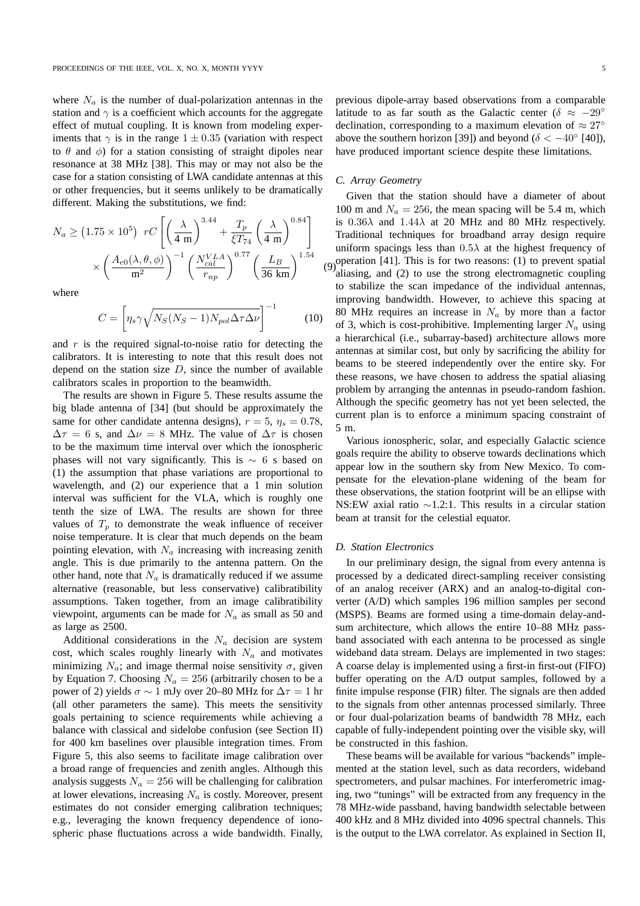where $N_a$ is the number of dual-polarization antennas in the station and $\gamma$ is a coefficient which accounts for the aggregate effect of mutual coupling. It is known from modeling experiments that $\gamma$ is in the range $1 \pm 0.35$ (variation with respect to $\theta$ and $\phi$) for a station consisting of straight dipoles near resonance at 38 MHz [38]. This may or may not also be the case for a station consisting of LWA candidate antennas at this or other frequencies, but it seems unlikely to be dramatically different. Making the substitutions, we find:

$$N_a \geq \left(1.75 \times 10^5\right) \; rC \left[ \left(\frac{\lambda}{4 \text{ m}}\right)^{3.44} + \frac{T_p}{\xi T_{74}} \left(\frac{\lambda}{4 \text{ m}}\right)^{0.84} \right] \times \left( \frac{A_{e0}(\lambda, \theta, \phi)}{\text{m}^2} \right)^{-1} \left( \frac{N_{cal}^{VLA}}{r_{np}} \right)^{0.77} \left( \frac{L_B}{36 \text{ km}} \right)^{1.54} \quad (9)$$

where

$$C = \left[ \eta_s \gamma \sqrt{N_S(N_S-1) N_{pol} \Delta\tau \Delta\nu} \right]^{-1} \quad (10)$$

and $r$ is the required signal-to-noise ratio for detecting the calibrators. It is interesting to note that this result does not depend on the station size $D$, since the number of available calibrators scales in proportion to the beamwidth.

The results are shown in Figure 5. These results assume the big blade antenna of [34] (but should be approximately the same for other candidate antenna designs), $r = 5$, $\eta_s = 0.78$, $\Delta\tau = 6$ s, and $\Delta\nu = 8$ MHz. The value of $\Delta\tau$ is chosen to be the maximum time interval over which the ionospheric phases will not vary significantly. This is $\sim 6$ s based on (1) the assumption that phase variations are proportional to wavelength, and (2) our experience that a 1 min solution interval was sufficient for the VLA, which is roughly one tenth the size of LWA. The results are shown for three values of $T_p$ to demonstrate the weak influence of receiver noise temperature. It is clear that much depends on the beam pointing elevation, with $N_a$ increasing with increasing zenith angle. This is due primarily to the antenna pattern. On the other hand, note that $N_a$ is dramatically reduced if we assume alternative (reasonable, but less conservative) calibratibility assumptions. Taken together, from an image calibratibility viewpoint, arguments can be made for $N_a$ as small as 50 and as large as 2500.

Additional considerations in the $N_a$ decision are system cost, which scales roughly linearly with $N_a$ and motivates minimizing $N_a$; and image thermal noise sensitivity $\sigma$, given by Equation 7. Choosing $N_a = 256$ (arbitrarily chosen to be a power of 2) yields $\sigma \sim 1$ mJy over 20–80 MHz for $\Delta\tau = 1$ hr (all other parameters the same). This meets the sensitivity goals pertaining to science requirements while achieving a balance with classical and sidelobe confusion (see Section II) for 400 km baselines over plausible integration times. From Figure 5, this also seems to facilitate image calibration over a broad range of frequencies and zenith angles. Although this analysis suggests $N_a = 256$ will be challenging for calibration at lower elevations, increasing $N_a$ is costly. Moreover, present estimates do not consider emerging calibration techniques; e.g., leveraging the known frequency dependence of ionospheric phase fluctuations across a wide bandwidth. Finally, previous dipole-array based observations from a comparable latitude to as far south as the Galactic center ($\delta \approx -29^\circ$ declination, corresponding to a maximum elevation of $\approx 27^\circ$ above the southern horizon [39]) and beyond ($\delta < -40^\circ$ [40]), have produced important science despite these limitations.

### C. Array Geometry

Given that the station should have a diameter of about 100 m and $N_a = 256$, the mean spacing will be 5.4 m, which is $0.36\lambda$ and $1.44\lambda$ at 20 MHz and 80 MHz respectively. Traditional techniques for broadband array design require uniform spacings less than $0.5\lambda$ at the highest frequency of operation [41]. This is for two reasons: (1) to prevent spatial aliasing, and (2) to use the strong electromagnetic coupling to stabilize the scan impedance of the individual antennas, improving bandwidth. However, to achieve this spacing at 80 MHz requires an increase in $N_a$ by more than a factor of 3, which is cost-prohibitive. Implementing larger $N_a$ using a hierarchical (i.e., subarray-based) architecture allows more antennas at similar cost, but only by sacrificing the ability for beams to be steered independently over the entire sky. For these reasons, we have chosen to address the spatial aliasing problem by arranging the antennas in pseudo-random fashion. Although the specific geometry has not yet been selected, the current plan is to enforce a minimum spacing constraint of 5 m.

Various ionospheric, solar, and especially Galactic science goals require the ability to observe towards declinations which appear low in the southern sky from New Mexico. To compensate for the elevation-plane widening of the beam for these observations, the station footprint will be an ellipse with NS:EW axial ratio $\sim$1.2:1. This results in a circular station beam at transit for the celestial equator.

### D. Station Electronics

In our preliminary design, the signal from every antenna is processed by a dedicated direct-sampling receiver consisting of an analog receiver (ARX) and an analog-to-digital converter (A/D) which samples 196 million samples per second (MSPS). Beams are formed using a time-domain delay-and-sum architecture, which allows the entire 10–88 MHz passband associated with each antenna to be processed as single wideband data stream. Delays are implemented in two stages: A coarse delay is implemented using a first-in first-out (FIFO) buffer operating on the A/D output samples, followed by a finite impulse response (FIR) filter. The signals are then added to the signals from other antennas processed similarly. Three or four dual-polarization beams of bandwidth 78 MHz, each capable of fully-independent pointing over the visible sky, will be constructed in this fashion.

These beams will be available for various "backends" implemented at the station level, such as data recorders, wideband spectrometers, and pulsar machines. For interferometric imaging, two "tunings" will be extracted from any frequency in the 78 MHz-wide passband, having bandwidth selectable between 400 kHz and 8 MHz divided into 4096 spectral channels. This is the output to the LWA correlator. As explained in Section II,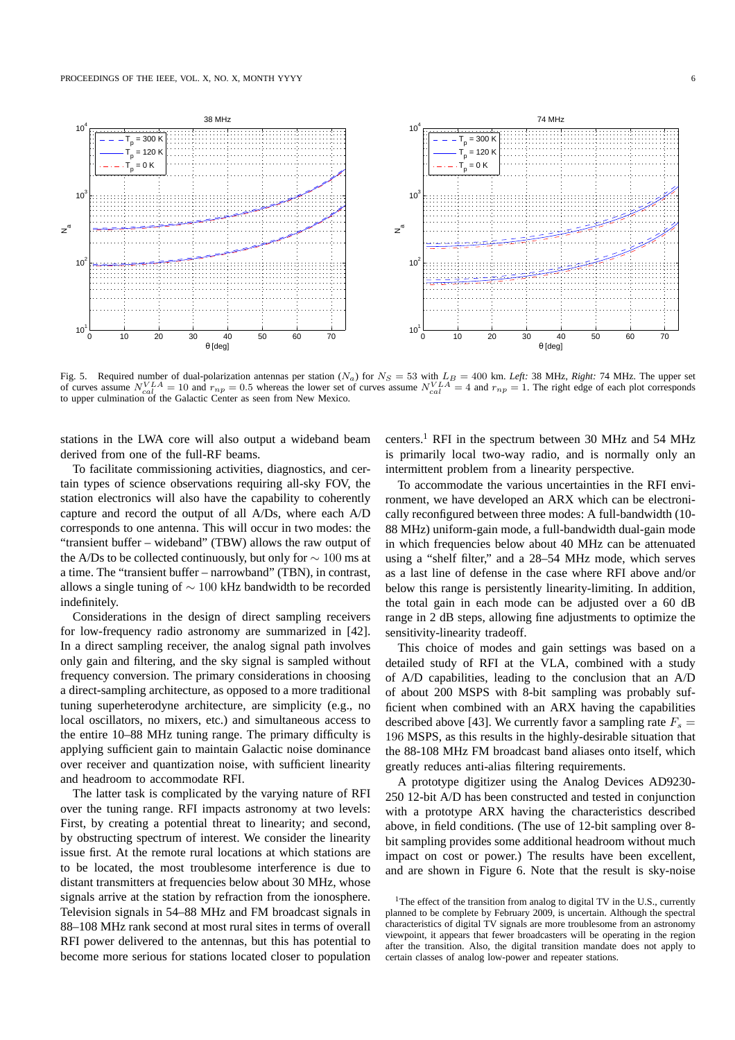Fig. 5. Required number of dual-polarization antennas per station ($N_a$) for $N_S = 53$ with $L_B = 400$ km. *Left:* 38 MHz, *Right:* 74 MHz. The upper set of curves assume $N_{cal}^{VLA} = 10$ and $r_{np} = 0.5$ whereas the lower set of curves assume $N_{cal}^{VLA} = 4$ and $r_{np} = 1$. The right edge of each plot corresponds to upper culmination of the Galactic Center as seen from New Mexico.

stations in the LWA core will also output a wideband beam derived from one of the full-RF beams.

To facilitate commissioning activities, diagnostics, and certain types of science observations requiring all-sky FOV, the station electronics will also have the capability to coherently capture and record the output of all A/Ds, where each A/D corresponds to one antenna. This will occur in two modes: the "transient buffer – wideband" (TBW) allows the raw output of the A/Ds to be collected continuously, but only for $\sim 100$ ms at a time. The "transient buffer – narrowband" (TBN), in contrast, allows a single tuning of $\sim 100$ kHz bandwidth to be recorded indefinitely.

Considerations in the design of direct sampling receivers for low-frequency radio astronomy are summarized in [42]. In a direct sampling receiver, the analog signal path involves only gain and filtering, and the sky signal is sampled without frequency conversion. The primary considerations in choosing a direct-sampling architecture, as opposed to a more traditional tuning superheterodyne architecture, are simplicity (e.g., no local oscillators, no mixers, etc.) and simultaneous access to the entire 10–88 MHz tuning range. The primary difficulty is applying sufficient gain to maintain Galactic noise dominance over receiver and quantization noise, with sufficient linearity and headroom to accommodate RFI.

The latter task is complicated by the varying nature of RFI over the tuning range. RFI impacts astronomy at two levels: First, by creating a potential threat to linearity; and second, by obstructing spectrum of interest. We consider the linearity issue first. At the remote rural locations at which stations are to be located, the most troublesome interference is due to distant transmitters at frequencies below about 30 MHz, whose signals arrive at the station by refraction from the ionosphere. Television signals in 54–88 MHz and FM broadcast signals in 88–108 MHz rank second at most rural sites in terms of overall RFI power delivered to the antennas, but this has potential to become more serious for stations located closer to population centers.[1] RFI in the spectrum between 30 MHz and 54 MHz is primarily local two-way radio, and is normally only an intermittent problem from a linearity perspective.

To accommodate the various uncertainties in the RFI environment, we have developed an ARX which can be electronically reconfigured between three modes: A full-bandwidth (10-88 MHz) uniform-gain mode, a full-bandwidth dual-gain mode in which frequencies below about 40 MHz can be attenuated using a "shelf filter," and a 28–54 MHz mode, which serves as a last line of defense in the case where RFI above and/or below this range is persistently linearity-limiting. In addition, the total gain in each mode can be adjusted over a 60 dB range in 2 dB steps, allowing fine adjustments to optimize the sensitivity-linearity tradeoff.

This choice of modes and gain settings was based on a detailed study of RFI at the VLA, combined with a study of A/D capabilities, leading to the conclusion that an A/D of about 200 MSPS with 8-bit sampling was probably sufficient when combined with an ARX having the capabilities described above [43]. We currently favor a sampling rate $F_s = 196$ MSPS, as this results in the highly-desirable situation that the 88-108 MHz FM broadcast band aliases onto itself, which greatly reduces anti-alias filtering requirements.

A prototype digitizer using the Analog Devices AD9230-250 12-bit A/D has been constructed and tested in conjunction with a prototype ARX having the characteristics described above, in field conditions. (The use of 12-bit sampling over 8-bit sampling provides some additional headroom without much impact on cost or power.) The results have been excellent, and are shown in Figure 6. Note that the result is sky-noise

[1] The effect of the transition from analog to digital TV in the U.S., currently planned to be complete by February 2009, is uncertain. Although the spectral characteristics of digital TV signals are more troublesome from an astronomy viewpoint, it appears that fewer broadcasters will be operating in the region after the transition. Also, the digital transition mandate does not apply to certain classes of analog low-power and repeater stations.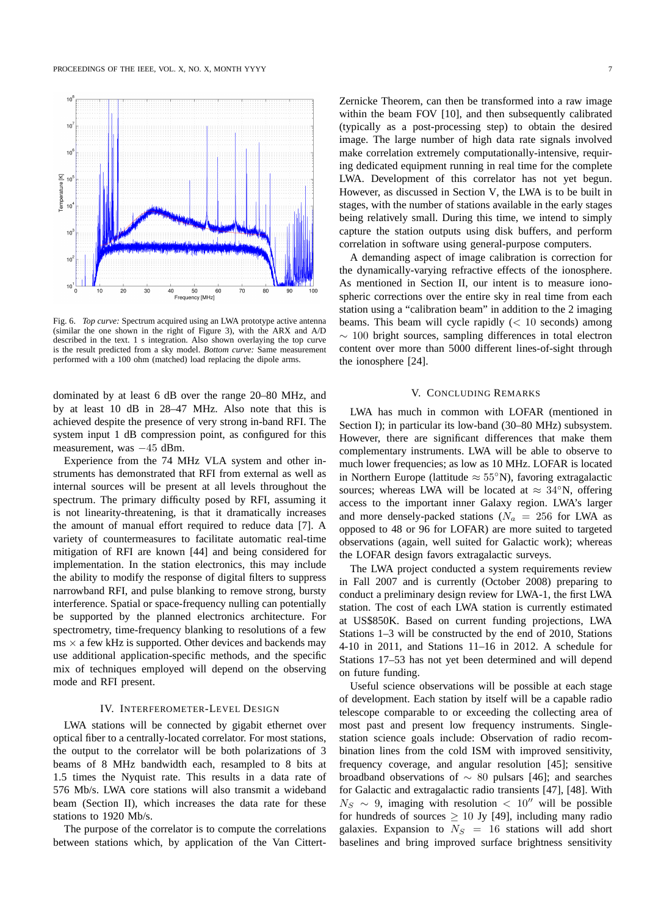Fig. 6. *Top curve:* Spectrum acquired using an LWA prototype active antenna (similar the one shown in the right of Figure 3), with the ARX and A/D described in the text. 1 s integration. Also shown overlaying the top curve is the result predicted from a sky model. *Bottom curve:* Same measurement performed with a 100 ohm (matched) load replacing the dipole arms.

dominated by at least 6 dB over the range 20–80 MHz, and by at least 10 dB in 28–47 MHz. Also note that this is achieved despite the presence of very strong in-band RFI. The system input 1 dB compression point, as configured for this measurement, was $-45$ dBm.

Experience from the 74 MHz VLA system and other instruments has demonstrated that RFI from external as well as internal sources will be present at all levels throughout the spectrum. The primary difficulty posed by RFI, assuming it is not linearity-threatening, is that it dramatically increases the amount of manual effort required to reduce data [7]. A variety of countermeasures to facilitate automatic real-time mitigation of RFI are known [44] and being considered for implementation. In the station electronics, this may include the ability to modify the response of digital filters to suppress narrowband RFI, and pulse blanking to remove strong, bursty interference. Spatial or space-frequency nulling can potentially be supported by the planned electronics architecture. For spectrometry, time-frequency blanking to resolutions of a few ms $\times$ a few kHz is supported. Other devices and backends may use additional application-specific methods, and the specific mix of techniques employed will depend on the observing mode and RFI present.

## IV. Interferometer-Level Design

LWA stations will be connected by gigabit ethernet over optical fiber to a centrally-located correlator. For most stations, the output to the correlator will be both polarizations of 3 beams of 8 MHz bandwidth each, resampled to 8 bits at 1.5 times the Nyquist rate. This results in a data rate of 576 Mb/s. LWA core stations will also transmit a wideband beam (Section II), which increases the data rate for these stations to 1920 Mb/s.

The purpose of the correlator is to compute the correlations between stations which, by application of the Van Cittert-Zernicke Theorem, can then be transformed into a raw image within the beam FOV [10], and then subsequently calibrated (typically as a post-processing step) to obtain the desired image. The large number of high data rate signals involved make correlation extremely computationally-intensive, requiring dedicated equipment running in real time for the complete LWA. Development of this correlator has not yet begun. However, as discussed in Section V, the LWA is to be built in stages, with the number of stations available in the early stages being relatively small. During this time, we intend to simply capture the station outputs using disk buffers, and perform correlation in software using general-purpose computers.

A demanding aspect of image calibration is correction for the dynamically-varying refractive effects of the ionosphere. As mentioned in Section II, our intent is to measure ionospheric corrections over the entire sky in real time from each station using a "calibration beam" in addition to the 2 imaging beams. This beam will cycle rapidly ($< 10$ seconds) among $\sim 100$ bright sources, sampling differences in total electron content over more than 5000 different lines-of-sight through the ionosphere [24].

## V. Concluding Remarks

LWA has much in common with LOFAR (mentioned in Section I); in particular its low-band (30–80 MHz) subsystem. However, there are significant differences that make them complementary instruments. LWA will be able to observe to much lower frequencies; as low as 10 MHz. LOFAR is located in Northern Europe (latitude $\approx 55^{\circ}$N), favoring extragalactic sources; whereas LWA will be located at $\approx 34^{\circ}$N, offering access to the important inner Galaxy region. LWA's larger and more densely-packed stations ($N_a = 256$ for LWA as opposed to 48 or 96 for LOFAR) are more suited to targeted observations (again, well suited for Galactic work); whereas the LOFAR design favors extragalactic surveys.

The LWA project conducted a system requirements review in Fall 2007 and is currently (October 2008) preparing to conduct a preliminary design review for LWA-1, the first LWA station. The cost of each LWA station is currently estimated at US\$850K. Based on current funding projections, LWA Stations 1–3 will be constructed by the end of 2010, Stations 4-10 in 2011, and Stations 11–16 in 2012. A schedule for Stations 17–53 has not yet been determined and will depend on future funding.

Useful science observations will be possible at each stage of development. Each station by itself will be a capable radio telescope comparable to or exceeding the collecting area of most past and present low frequency instruments. Single-station science goals include: Observation of radio recombination lines from the cold ISM with improved sensitivity, frequency coverage, and angular resolution [45]; sensitive broadband observations of $\sim 80$ pulsars [46]; and searches for Galactic and extragalactic radio transients [47], [48]. With $N_S \sim 9$, imaging with resolution $< 10''$ will be possible for hundreds of sources $\geq 10$ Jy [49], including many radio galaxies. Expansion to $N_S = 16$ stations will add short baselines and bring improved surface brightness sensitivity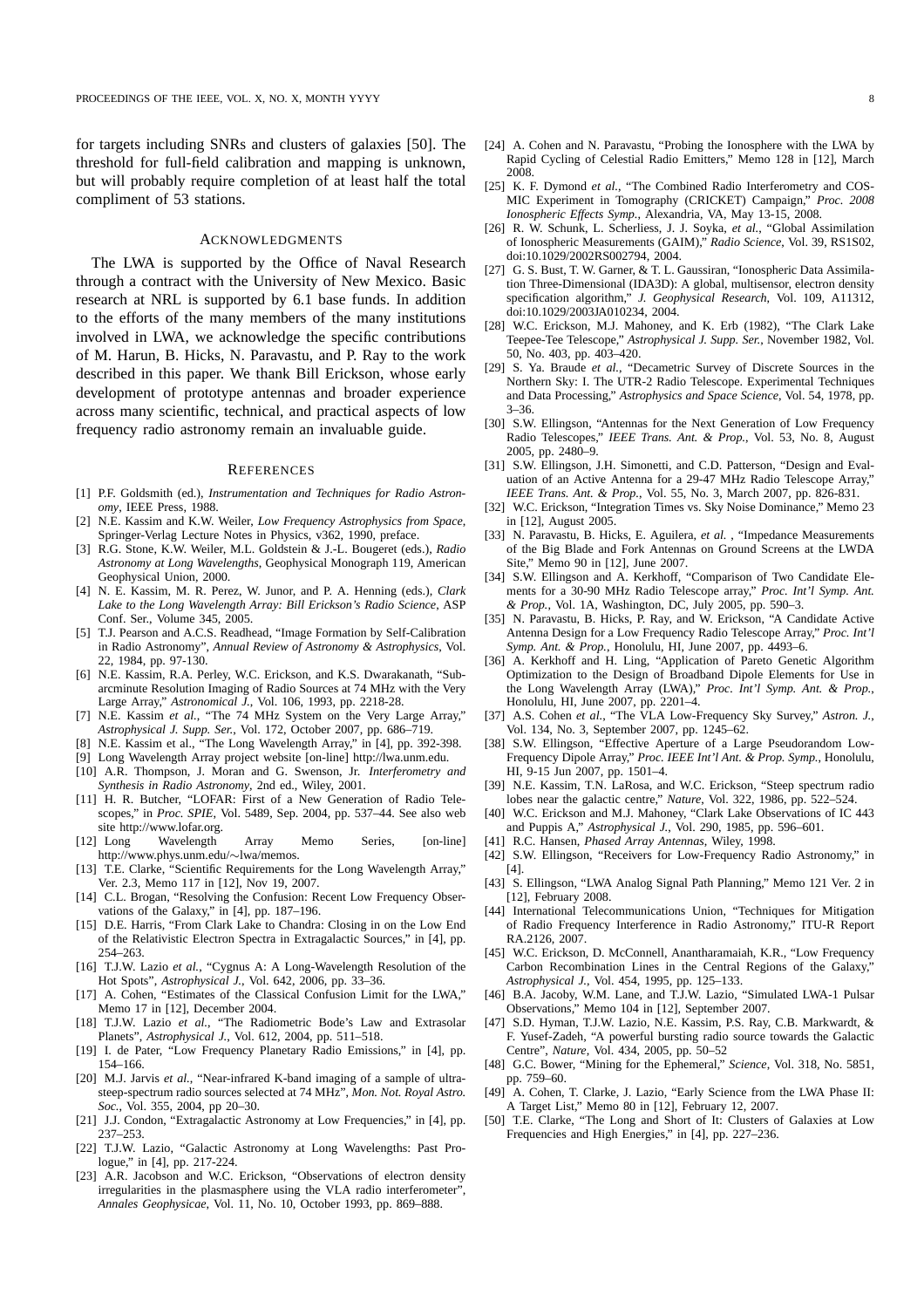for targets including SNRs and clusters of galaxies [50]. The threshold for full-field calibration and mapping is unknown, but will probably require completion of at least half the total compliment of 53 stations.

## Acknowledgments

The LWA is supported by the Office of Naval Research through a contract with the University of New Mexico. Basic research at NRL is supported by 6.1 base funds. In addition to the efforts of the many members of the many institutions involved in LWA, we acknowledge the specific contributions of M. Harun, B. Hicks, N. Paravastu, and P. Ray to the work described in this paper. We thank Bill Erickson, whose early development of prototype antennas and broader experience across many scientific, technical, and practical aspects of low frequency radio astronomy remain an invaluable guide.

## References

[1] P.F. Goldsmith (ed.), *Instrumentation and Techniques for Radio Astronomy*, IEEE Press, 1988.

[2] N.E. Kassim and K.W. Weiler, *Low Frequency Astrophysics from Space*, Springer-Verlag Lecture Notes in Physics, v362, 1990, preface.

[3] R.G. Stone, K.W. Weiler, M.L. Goldstein & J.-L. Bougeret (eds.), *Radio Astronomy at Long Wavelengths*, Geophysical Monograph 119, American Geophysical Union, 2000.

[4] N. E. Kassim, M. R. Perez, W. Junor, and P. A. Henning (eds.), *Clark Lake to the Long Wavelength Array: Bill Erickson's Radio Science*, ASP Conf. Ser., Volume 345, 2005.

[5] T.J. Pearson and A.C.S. Readhead, "Image Formation by Self-Calibration in Radio Astronomy", *Annual Review of Astronomy & Astrophysics*, Vol. 22, 1984, pp. 97-130.

[6] N.E. Kassim, R.A. Perley, W.C. Erickson, and K.S. Dwarakanath, "Subarcminute Resolution Imaging of Radio Sources at 74 MHz with the Very Large Array," *Astronomical J.*, Vol. 106, 1993, pp. 2218-28.

[7] N.E. Kassim *et al.*, "The 74 MHz System on the Very Large Array," *Astrophysical J. Supp. Ser.*, Vol. 172, October 2007, pp. 686–719.

[8] N.E. Kassim et al., "The Long Wavelength Array," in [4], pp. 392-398.

[9] Long Wavelength Array project website [on-line] http://lwa.unm.edu.

[10] A.R. Thompson, J. Moran and G. Swenson, Jr. *Interferometry and Synthesis in Radio Astronomy*, 2nd ed., Wiley, 2001.

[11] H. R. Butcher, "LOFAR: First of a New Generation of Radio Telescopes," in *Proc. SPIE*, Vol. 5489, Sep. 2004, pp. 537–44. See also web site http://www.lofar.org.

[12] Long Wavelength Array Memo Series, [on-line] http://www.phys.unm.edu/∼lwa/memos.

[13] T.E. Clarke, "Scientific Requirements for the Long Wavelength Array," Ver. 2.3, Memo 117 in [12], Nov 19, 2007.

[14] C.L. Brogan, "Resolving the Confusion: Recent Low Frequency Observations of the Galaxy," in [4], pp. 187–196.

[15] D.E. Harris, "From Clark Lake to Chandra: Closing in on the Low End of the Relativistic Electron Spectra in Extragalactic Sources," in [4], pp. 254–263.

[16] T.J.W. Lazio *et al.*, "Cygnus A: A Long-Wavelength Resolution of the Hot Spots", *Astrophysical J.*, Vol. 642, 2006, pp. 33–36.

[17] A. Cohen, "Estimates of the Classical Confusion Limit for the LWA," Memo 17 in [12], December 2004.

[18] T.J.W. Lazio *et al.*, "The Radiometric Bode's Law and Extrasolar Planets", *Astrophysical J.*, Vol. 612, 2004, pp. 511–518.

[19] I. de Pater, "Low Frequency Planetary Radio Emissions," in [4], pp. 154–166.

[20] M.J. Jarvis *et al.*, "Near-infrared K-band imaging of a sample of ultra-steep-spectrum radio sources selected at 74 MHz", *Mon. Not. Royal Astro. Soc.*, Vol. 355, 2004, pp 20–30.

[21] J.J. Condon, "Extragalactic Astronomy at Low Frequencies," in [4], pp. 237–253.

[22] T.J.W. Lazio, "Galactic Astronomy at Long Wavelengths: Past Prologue," in [4], pp. 217-224.

[23] A.R. Jacobson and W.C. Erickson, "Observations of electron density irregularities in the plasmasphere using the VLA radio interferometer", *Annales Geophysicae*, Vol. 11, No. 10, October 1993, pp. 869–888.

[24] A. Cohen and N. Paravastu, "Probing the Ionosphere with the LWA by Rapid Cycling of Celestial Radio Emitters," Memo 128 in [12], March 2008.

[25] K. F. Dymond *et al.*, "The Combined Radio Interferometry and COSMIC Experiment in Tomography (CRICKET) Campaign," *Proc. 2008 Ionospheric Effects Symp.*, Alexandria, VA, May 13-15, 2008.

[26] R. W. Schunk, L. Scherliess, J. J. Soyka, *et al.*, "Global Assimilation of Ionospheric Measurements (GAIM)," *Radio Science*, Vol. 39, RS1S02, doi:10.1029/2002RS002794, 2004.

[27] G. S. Bust, T. W. Garner, & T. L. Gaussiran, "Ionospheric Data Assimilation Three-Dimensional (IDA3D): A global, multisensor, electron density specification algorithm," *J. Geophysical Research*, Vol. 109, A11312, doi:10.1029/2003JA010234, 2004.

[28] W.C. Erickson, M.J. Mahoney, and K. Erb (1982), "The Clark Lake Teepee-Tee Telescope," *Astrophysical J. Supp. Ser.*, November 1982, Vol. 50, No. 403, pp. 403–420.

[29] S. Ya. Braude *et al.*, "Decametric Survey of Discrete Sources in the Northern Sky: I. The UTR-2 Radio Telescope. Experimental Techniques and Data Processing," *Astrophysics and Space Science*, Vol. 54, 1978, pp. 3–36.

[30] S.W. Ellingson, "Antennas for the Next Generation of Low Frequency Radio Telescopes," *IEEE Trans. Ant. & Prop.*, Vol. 53, No. 8, August 2005, pp. 2480–9.

[31] S.W. Ellingson, J.H. Simonetti, and C.D. Patterson, "Design and Evaluation of an Active Antenna for a 29-47 MHz Radio Telescope Array," *IEEE Trans. Ant. & Prop.*, Vol. 55, No. 3, March 2007, pp. 826-831.

[32] W.C. Erickson, "Integration Times vs. Sky Noise Dominance," Memo 23 in [12], August 2005.

[33] N. Paravastu, B. Hicks, E. Aguilera, *et al.* , "Impedance Measurements of the Big Blade and Fork Antennas on Ground Screens at the LWDA Site," Memo 90 in [12], June 2007.

[34] S.W. Ellingson and A. Kerkhoff, "Comparison of Two Candidate Elements for a 30-90 MHz Radio Telescope array," *Proc. Int'l Symp. Ant. & Prop.*, Vol. 1A, Washington, DC, July 2005, pp. 590–3.

[35] N. Paravastu, B. Hicks, P. Ray, and W. Erickson, "A Candidate Active Antenna Design for a Low Frequency Radio Telescope Array," *Proc. Int'l Symp. Ant. & Prop.*, Honolulu, HI, June 2007, pp. 4493–6.

[36] A. Kerkhoff and H. Ling, "Application of Pareto Genetic Algorithm Optimization to the Design of Broadband Dipole Elements for Use in the Long Wavelength Array (LWA)," *Proc. Int'l Symp. Ant. & Prop.*, Honolulu, HI, June 2007, pp. 2201–4.

[37] A.S. Cohen *et al.*, "The VLA Low-Frequency Sky Survey," *Astron. J.*, Vol. 134, No. 3, September 2007, pp. 1245–62.

[38] S.W. Ellingson, "Effective Aperture of a Large Pseudorandom Low-Frequency Dipole Array," *Proc. IEEE Int'l Ant. & Prop. Symp.*, Honolulu, HI, 9-15 Jun 2007, pp. 1501–4.

[39] N.E. Kassim, T.N. LaRosa, and W.C. Erickson, "Steep spectrum radio lobes near the galactic centre," *Nature*, Vol. 322, 1986, pp. 522–524.

[40] W.C. Erickson and M.J. Mahoney, "Clark Lake Observations of IC 443 and Puppis A," *Astrophysical J.*, Vol. 290, 1985, pp. 596–601.

[41] R.C. Hansen, *Phased Array Antennas*, Wiley, 1998.

[42] S.W. Ellingson, "Receivers for Low-Frequency Radio Astronomy," in [4].

[43] S. Ellingson, "LWA Analog Signal Path Planning," Memo 121 Ver. 2 in [12], February 2008.

[44] International Telecommunications Union, "Techniques for Mitigation of Radio Frequency Interference in Radio Astronomy," ITU-R Report RA.2126, 2007.

[45] W.C. Erickson, D. McConnell, Anantharamaiah, K.R., "Low Frequency Carbon Recombination Lines in the Central Regions of the Galaxy," *Astrophysical J.*, Vol. 454, 1995, pp. 125–133.

[46] B.A. Jacoby, W.M. Lane, and T.J.W. Lazio, "Simulated LWA-1 Pulsar Observations," Memo 104 in [12], September 2007.

[47] S.D. Hyman, T.J.W. Lazio, N.E. Kassim, P.S. Ray, C.B. Markwardt, & F. Yusef-Zadeh, "A powerful bursting radio source towards the Galactic Centre", *Nature*, Vol. 434, 2005, pp. 50–52

[48] G.C. Bower, "Mining for the Ephemeral," *Science*, Vol. 318, No. 5851, pp. 759–60.

[49] A. Cohen, T. Clarke, J. Lazio, "Early Science from the LWA Phase II: A Target List," Memo 80 in [12], February 12, 2007.

[50] T.E. Clarke, "The Long and Short of It: Clusters of Galaxies at Low Frequencies and High Energies," in [4], pp. 227–236.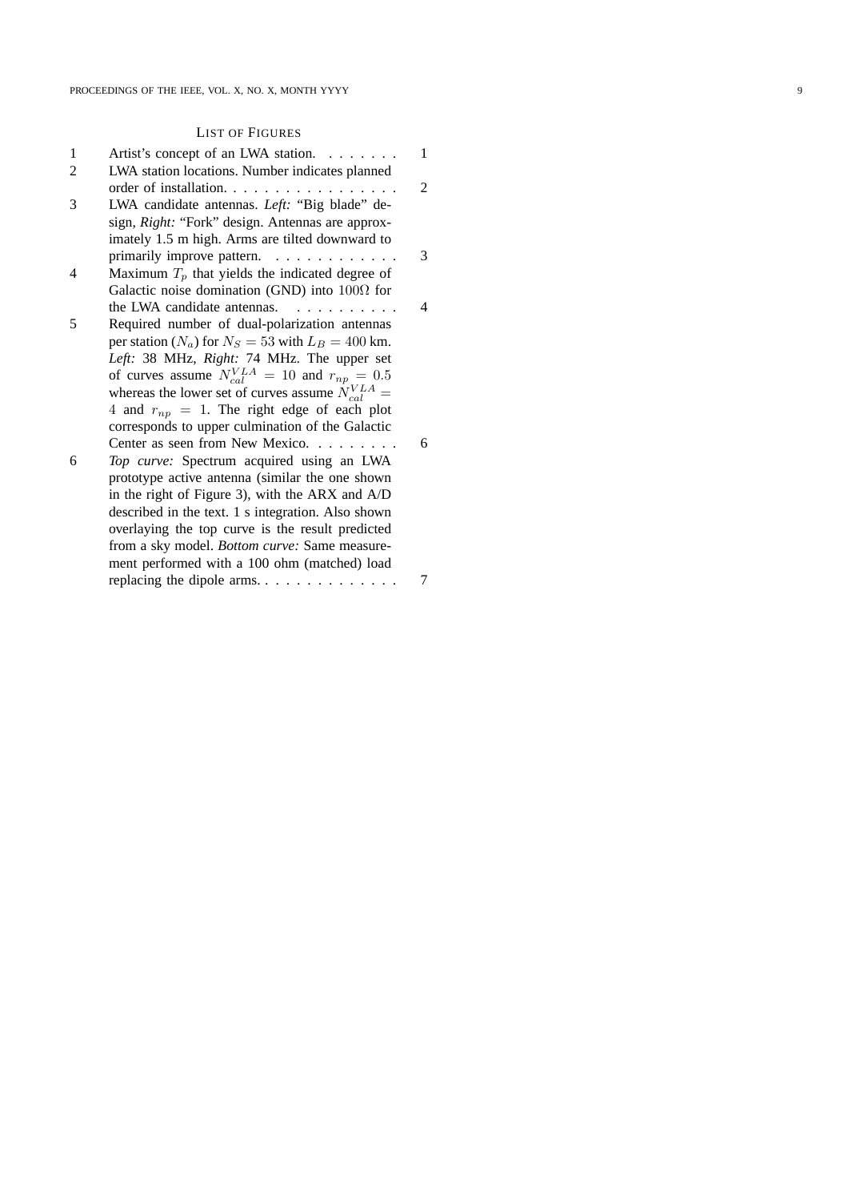## List of Figures

1. Artist's concept of an LWA station. . . . . . . . 1
2. LWA station locations. Number indicates planned order of installation. . . . . . . . . . . . . . . . . 2
3. LWA candidate antennas. *Left:* "Big blade" design, *Right:* "Fork" design. Antennas are approximately 1.5 m high. Arms are tilted downward to primarily improve pattern. . . . . . . . . . . . 3
4. Maximum $T_p$ that yields the indicated degree of Galactic noise domination (GND) into $100\Omega$ for the LWA candidate antennas. . . . . . . . . . . 4
5. Required number of dual-polarization antennas per station ($N_a$) for $N_S = 53$ with $L_B = 400$ km. *Left:* 38 MHz, *Right:* 74 MHz. The upper set of curves assume $N_{cal}^{VLA} = 10$ and $r_{np} = 0.5$ whereas the lower set of curves assume $N_{cal}^{VLA} = 4$ and $r_{np} = 1$. The right edge of each plot corresponds to upper culmination of the Galactic Center as seen from New Mexico. . . . . . . . . 6
6. *Top curve:* Spectrum acquired using an LWA prototype active antenna (similar the one shown in the right of Figure 3), with the ARX and A/D described in the text. 1 s integration. Also shown overlaying the top curve is the result predicted from a sky model. *Bottom curve:* Same measurement performed with a 100 ohm (matched) load replacing the dipole arms. . . . . . . . . . . . . . 7